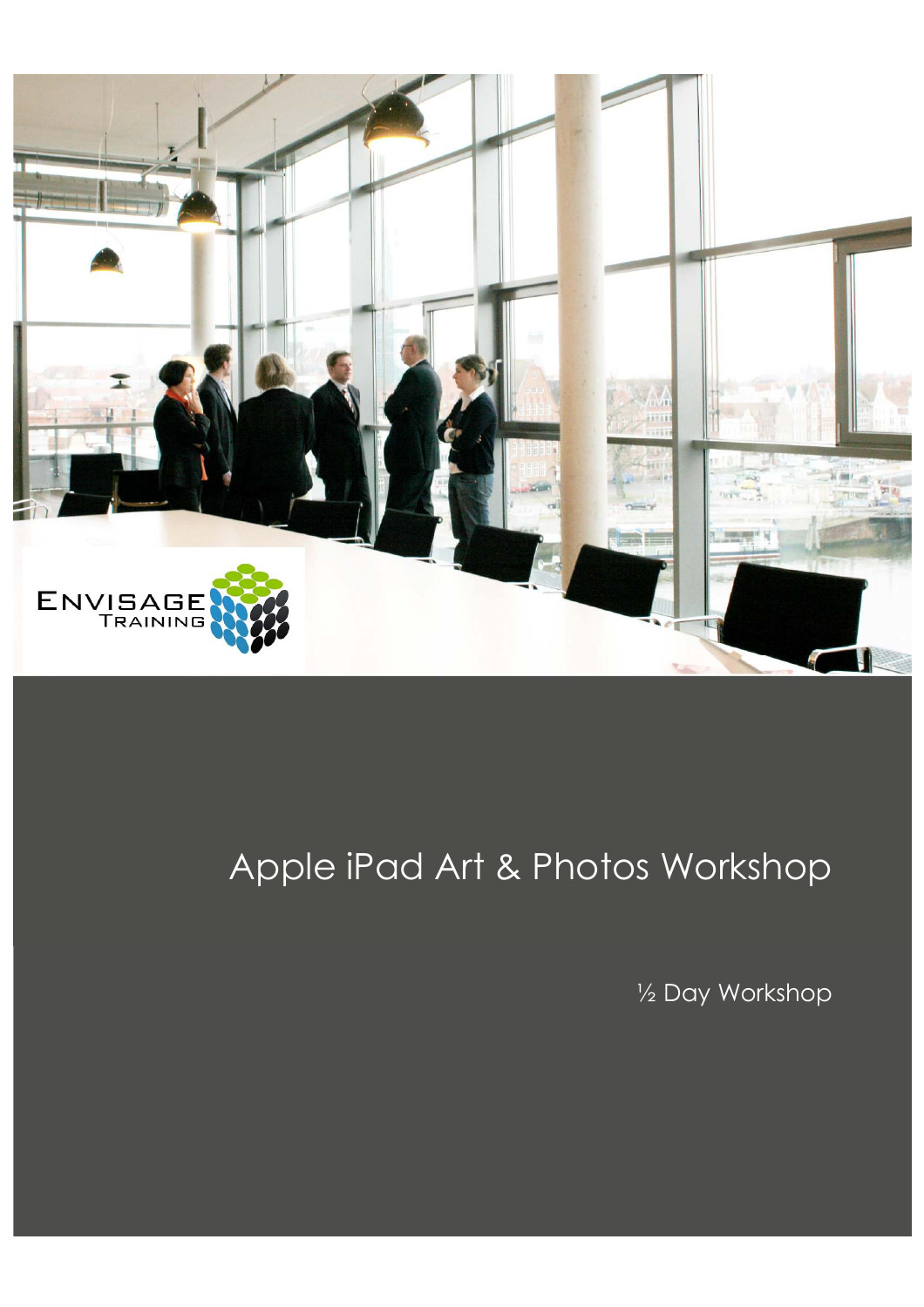ENVISAGE TRAINING

# Apple iPad Art & Photos Workshop

½ Day Workshop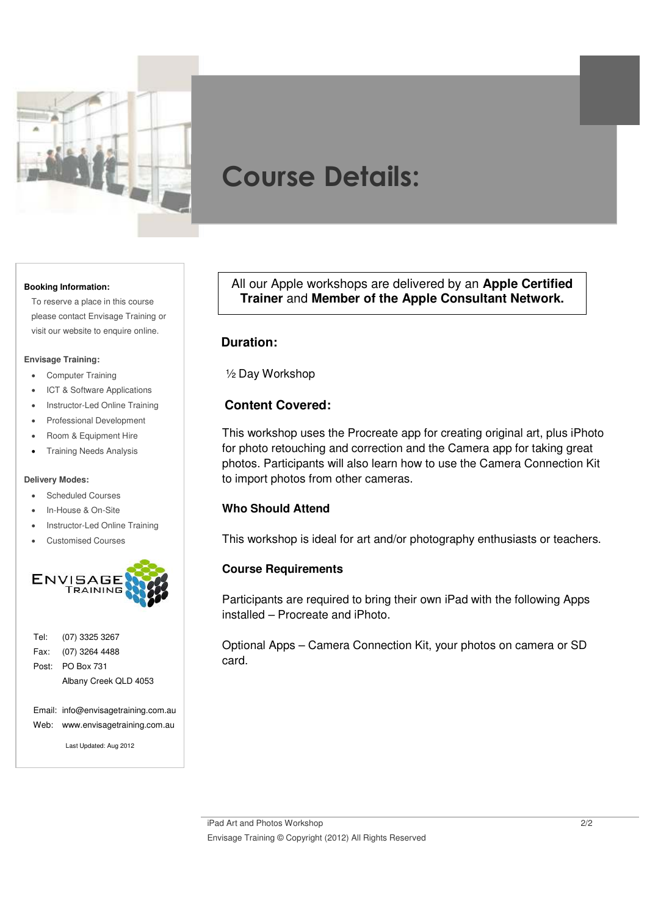# Course Details:

All our Apple workshops are delivered by an **Apple Certified Trainer** and **Member of the Apple Consultant Network.**

## Duration:

½ Day Workshop

## Content Covered:

This workshop uses the Procreate app for creating original art, plus iPhoto for photo retouching and correction and the Camera app for taking great photos. Participants will also learn how to use the Camera Connection Kit to import photos from other cameras.

### Who Should Attend

This workshop is ideal for art and/or photography enthusiasts or teachers.

### Course Requirements

Participants are required to bring their own iPad with the following Apps installed – Procreate and iPhoto.

Optional Apps – Camera Connection Kit, your photos on camera or SD card.

**Booking Information:**

To reserve a place in this course please contact Envisage Training or visit our website to enquire online.

**Envisage Training:**

- Computer Training
- ICT & Software Applications
- Instructor-Led Online Training
- Professional Development
- Room & Equipment Hire
- Training Needs Analysis

**Delivery Modes:**

- Scheduled Courses
- In-House & On-Site
- Instructor-Led Online Training
- Customised Courses

ENVISAGE TRAINING

Tel: (07) 3325 3267
Fax: (07) 3264 4488
Post: PO Box 731
Albany Creek QLD 4053

Email: info@envisagetraining.com.au
Web: www.envisagetraining.com.au

Last Updated: Aug 2012

iPad Art and Photos Workshop
Envisage Training © Copyright (2012) All Rights Reserved